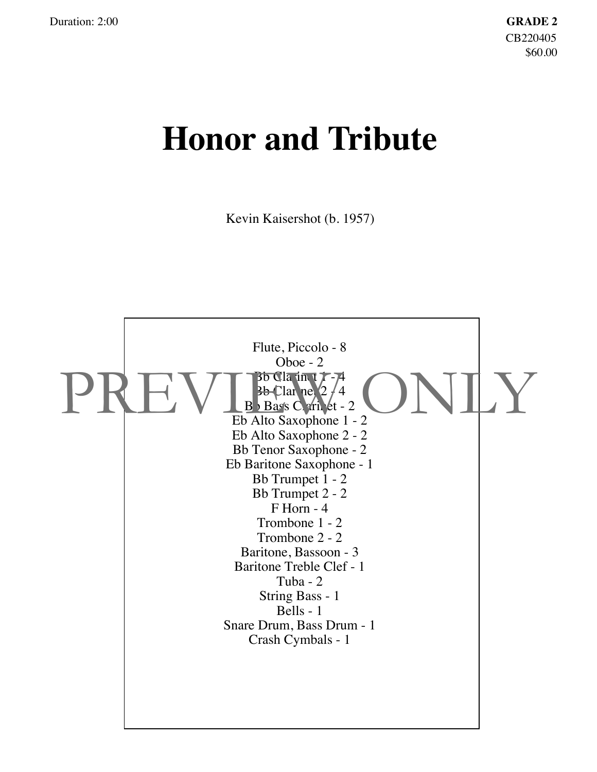Duration: 2:00

**GRADE 2**
CB220405
$60.00

# Honor and Tribute

Kevin Kaisershot (b. 1957)

PREVIEW ONLY

Flute, Piccolo - 8
Oboe - 2
Bb Clarinet 1 - 4
Bb Clarinet 2 - 4
Bb Bass Clarinet - 2
Eb Alto Saxophone 1 - 2
Eb Alto Saxophone 2 - 2
Bb Tenor Saxophone - 2
Eb Baritone Saxophone - 1
Bb Trumpet 1 - 2
Bb Trumpet 2 - 2
F Horn - 4
Trombone 1 - 2
Trombone 2 - 2
Baritone, Bassoon - 3
Baritone Treble Clef - 1
Tuba - 2
String Bass - 1
Bells - 1
Snare Drum, Bass Drum - 1
Crash Cymbals - 1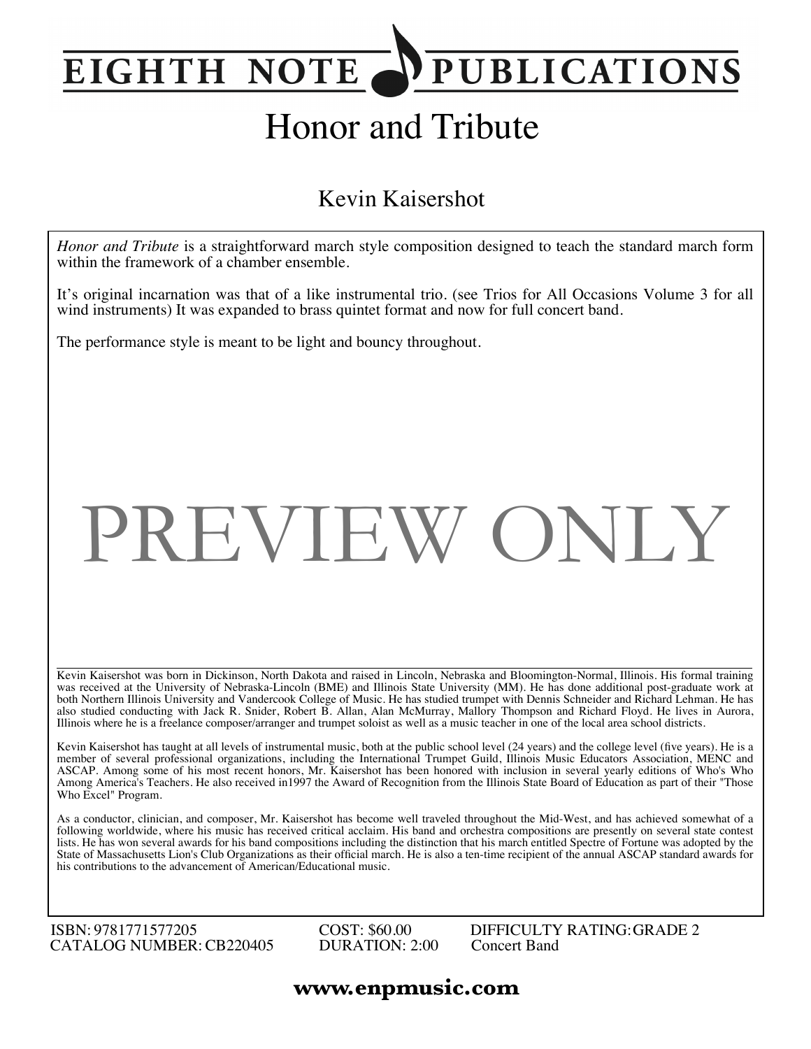# EIGHTH NOTE PUBLICATIONS

# Honor and Tribute

## Kevin Kaisershot

*Honor and Tribute* is a straightforward march style composition designed to teach the standard march form within the framework of a chamber ensemble.

It's original incarnation was that of a like instrumental trio. (see Trios for All Occasions Volume 3 for all wind instruments) It was expanded to brass quintet format and now for full concert band.

The performance style is meant to be light and bouncy throughout.

PREVIEW ONLY

Kevin Kaisershot was born in Dickinson, North Dakota and raised in Lincoln, Nebraska and Bloomington-Normal, Illinois. His formal training was received at the University of Nebraska-Lincoln (BME) and Illinois State University (MM). He has done additional post-graduate work at both Northern Illinois University and Vandercook College of Music. He has studied trumpet with Dennis Schneider and Richard Lehman. He has also studied conducting with Jack R. Snider, Robert B. Allan, Alan McMurray, Mallory Thompson and Richard Floyd. He lives in Aurora, Illinois where he is a freelance composer/arranger and trumpet soloist as well as a music teacher in one of the local area school districts.

Kevin Kaisershot has taught at all levels of instrumental music, both at the public school level (24 years) and the college level (five years). He is a member of several professional organizations, including the International Trumpet Guild, Illinois Music Educators Association, MENC and ASCAP. Among some of his most recent honors, Mr. Kaisershot has been honored with inclusion in several yearly editions of Who's Who Among America's Teachers. He also received in1997 the Award of Recognition from the Illinois State Board of Education as part of their "Those Who Excel" Program.

As a conductor, clinician, and composer, Mr. Kaisershot has become well traveled throughout the Mid-West, and has achieved somewhat of a following worldwide, where his music has received critical acclaim. His band and orchestra compositions are presently on several state contest lists. He has won several awards for his band compositions including the distinction that his march entitled Spectre of Fortune was adopted by the State of Massachusetts Lion's Club Organizations as their official march. He is also a ten-time recipient of the annual ASCAP standard awards for his contributions to the advancement of American/Educational music.

ISBN: 9781771577205
CATALOG NUMBER: CB220405

COST: $60.00
DURATION: 2:00

DIFFICULTY RATING: GRADE 2
Concert Band

**www.enpmusic.com**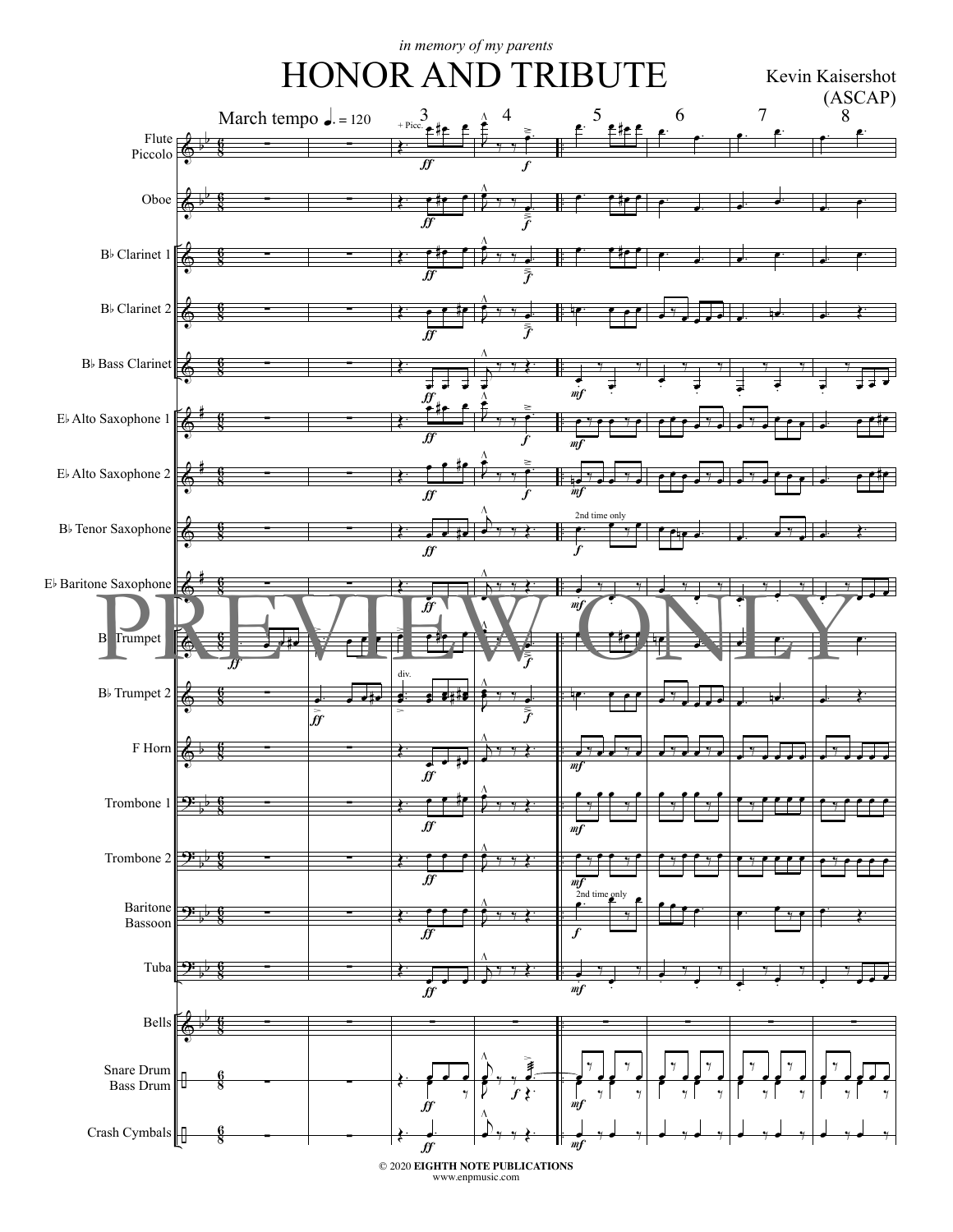*in memory of my parents*

# HONOR AND TRIBUTE

Kevin Kaisershot
(ASCAP)

March tempo ♩. = 120

Flute / Piccolo

Oboe

B♭ Clarinet 1

B♭ Clarinet 2

B♭ Bass Clarinet

E♭ Alto Saxophone 1

E♭ Alto Saxophone 2

B♭ Tenor Saxophone

E♭ Baritone Saxophone

B♭ Trumpet

B♭ Trumpet 2

F Horn

Trombone 1

Trombone 2

Baritone / Bassoon

Tuba

Bells

Snare Drum / Bass Drum

Crash Cymbals

PREVIEW ONLY

© 2020 **EIGHTH NOTE PUBLICATIONS**
www.enpmusic.com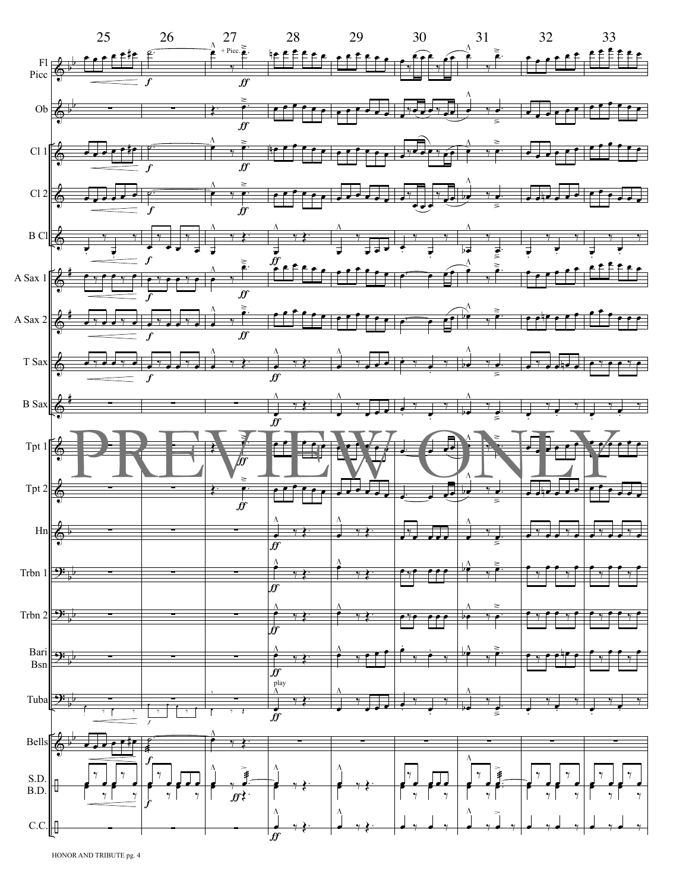25 26 27 28 29 30 31 32 33

Fl
Picc

+ Picc.

Ob

Cl 1

Cl 2

B Cl

A Sax 1

A Sax 2

T Sax

B Sax

Tpt 1

Tpt 2

Hn

Trbn 1

Trbn 2

Bari
Bsn

Tuba

play

Bells

S.D.
B.D.

C.C.

PREVIEW ONLY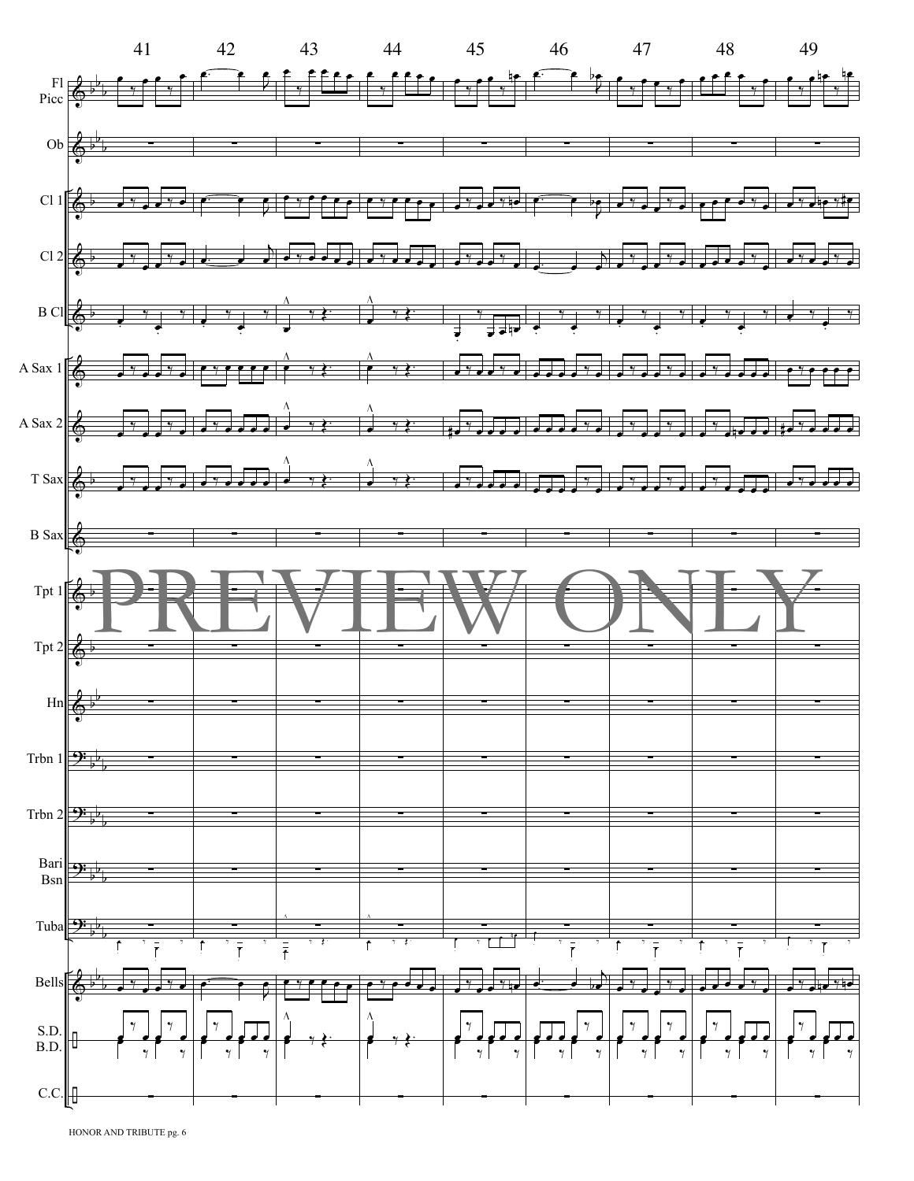41 42 43 44 45 46 47 48 49

Fl
Picc

Ob

Cl 1

Cl 2

B Cl

A Sax 1

A Sax 2

T Sax

B Sax

Tpt 1

Tpt 2

Hn

Trbn 1

Trbn 2

Bari
Bsn

Tuba

Bells

S.D.
B.D.

C.C.

PREVIEW ONLY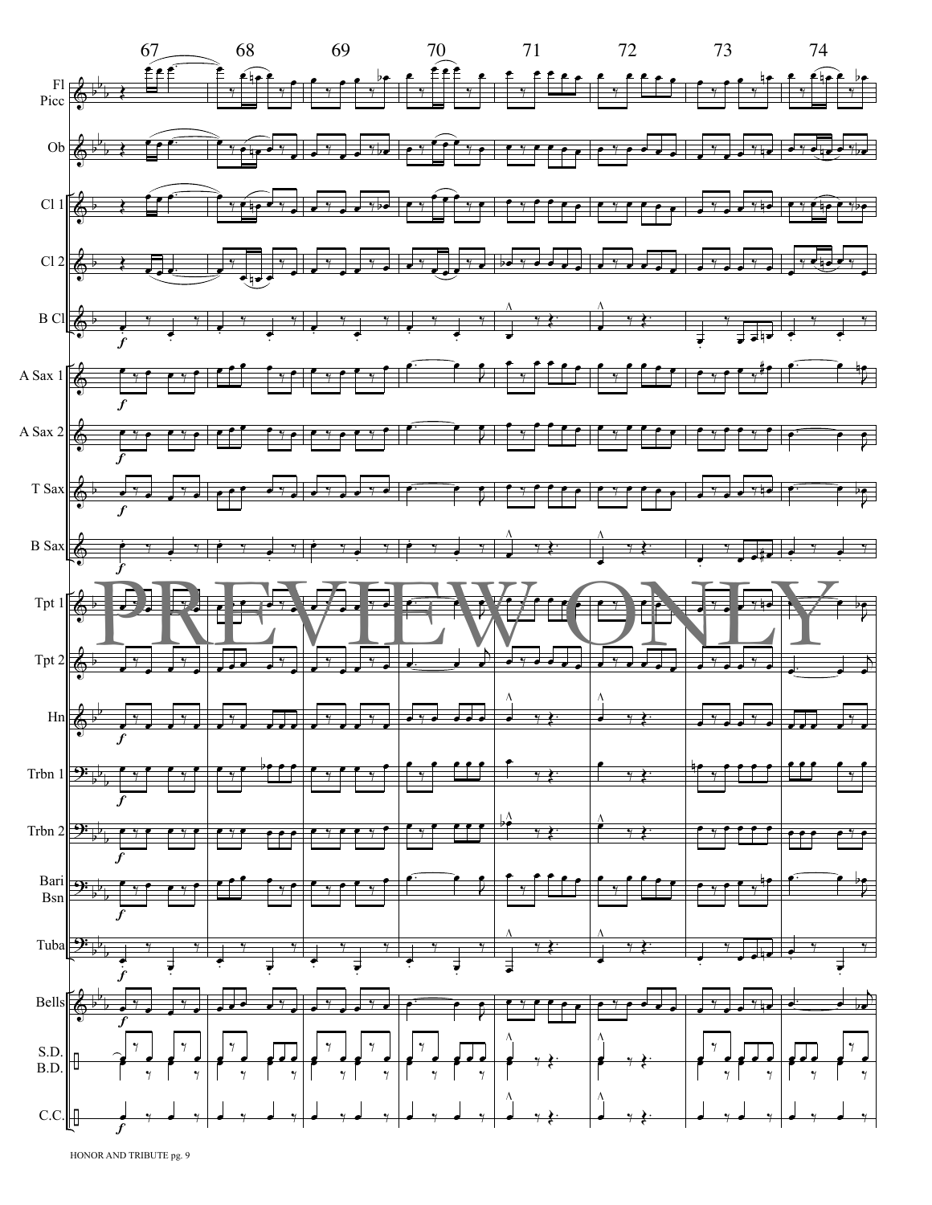67 68 69 70 71 72 73 74

Fl Picc

Ob

Cl 1

Cl 2

B Cl

A Sax 1

A Sax 2

T Sax

B Sax

Tpt 1

Tpt 2

Hn

Trbn 1

Trbn 2

Bari Bsn

Tuba

Bells

S.D. B.D.

C.C.

PREVIEW ONLY